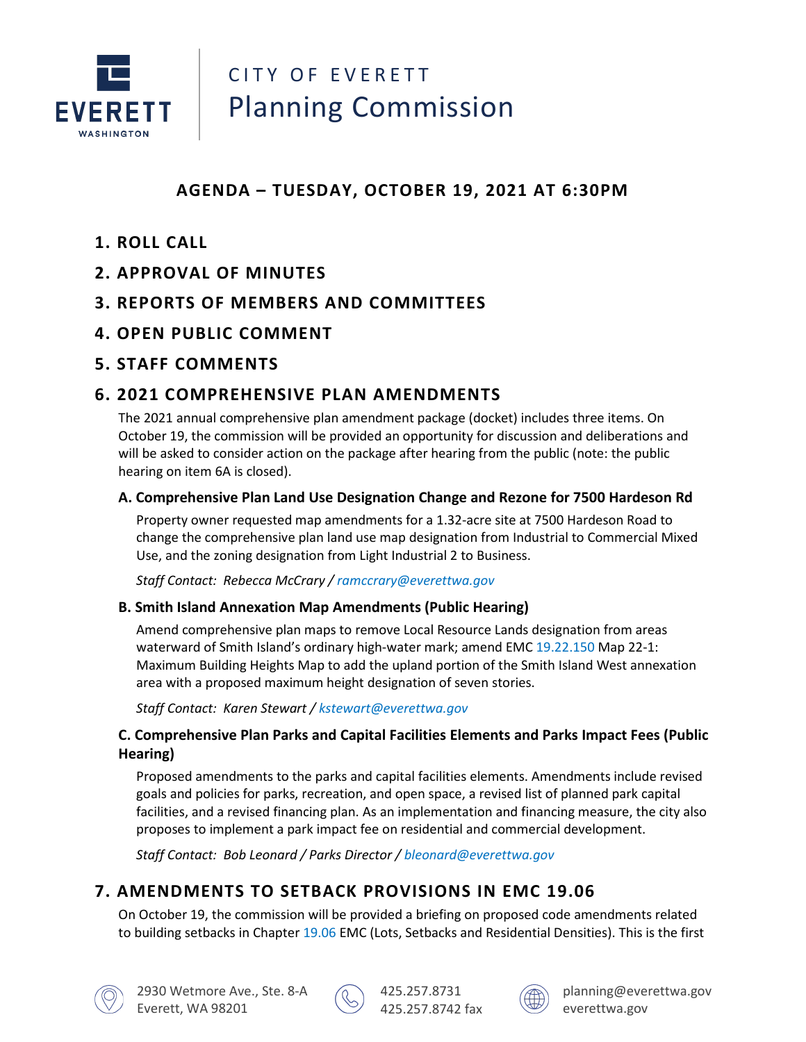CITY OF EVERETT

# Planning Commission

## AGENDA – TUESDAY, OCTOBER 19, 2021 AT 6:30PM

## 1. ROLL CALL

## 2. APPROVAL OF MINUTES

## 3. REPORTS OF MEMBERS AND COMMITTEES

## 4. OPEN PUBLIC COMMENT

## 5. STAFF COMMENTS

## 6. 2021 COMPREHENSIVE PLAN AMENDMENTS

The 2021 annual comprehensive plan amendment package (docket) includes three items. On October 19, the commission will be provided an opportunity for discussion and deliberations and will be asked to consider action on the package after hearing from the public (note: the public hearing on item 6A is closed).

### A. Comprehensive Plan Land Use Designation Change and Rezone for 7500 Hardeson Rd

Property owner requested map amendments for a 1.32-acre site at 7500 Hardeson Road to change the comprehensive plan land use map designation from Industrial to Commercial Mixed Use, and the zoning designation from Light Industrial 2 to Business.

*Staff Contact: Rebecca McCrary / ramccrary@everettwa.gov*

### B. Smith Island Annexation Map Amendments (Public Hearing)

Amend comprehensive plan maps to remove Local Resource Lands designation from areas waterward of Smith Island's ordinary high-water mark; amend EMC 19.22.150 Map 22-1: Maximum Building Heights Map to add the upland portion of the Smith Island West annexation area with a proposed maximum height designation of seven stories.

*Staff Contact: Karen Stewart / kstewart@everettwa.gov*

### C. Comprehensive Plan Parks and Capital Facilities Elements and Parks Impact Fees (Public Hearing)

Proposed amendments to the parks and capital facilities elements. Amendments include revised goals and policies for parks, recreation, and open space, a revised list of planned park capital facilities, and a revised financing plan. As an implementation and financing measure, the city also proposes to implement a park impact fee on residential and commercial development.

*Staff Contact: Bob Leonard / Parks Director / bleonard@everettwa.gov*

## 7. AMENDMENTS TO SETBACK PROVISIONS IN EMC 19.06

On October 19, the commission will be provided a briefing on proposed code amendments related to building setbacks in Chapter 19.06 EMC (Lots, Setbacks and Residential Densities). This is the first

2930 Wetmore Ave., Ste. 8-A
Everett, WA 98201

425.257.8731
425.257.8742 fax

planning@everettwa.gov
everettwa.gov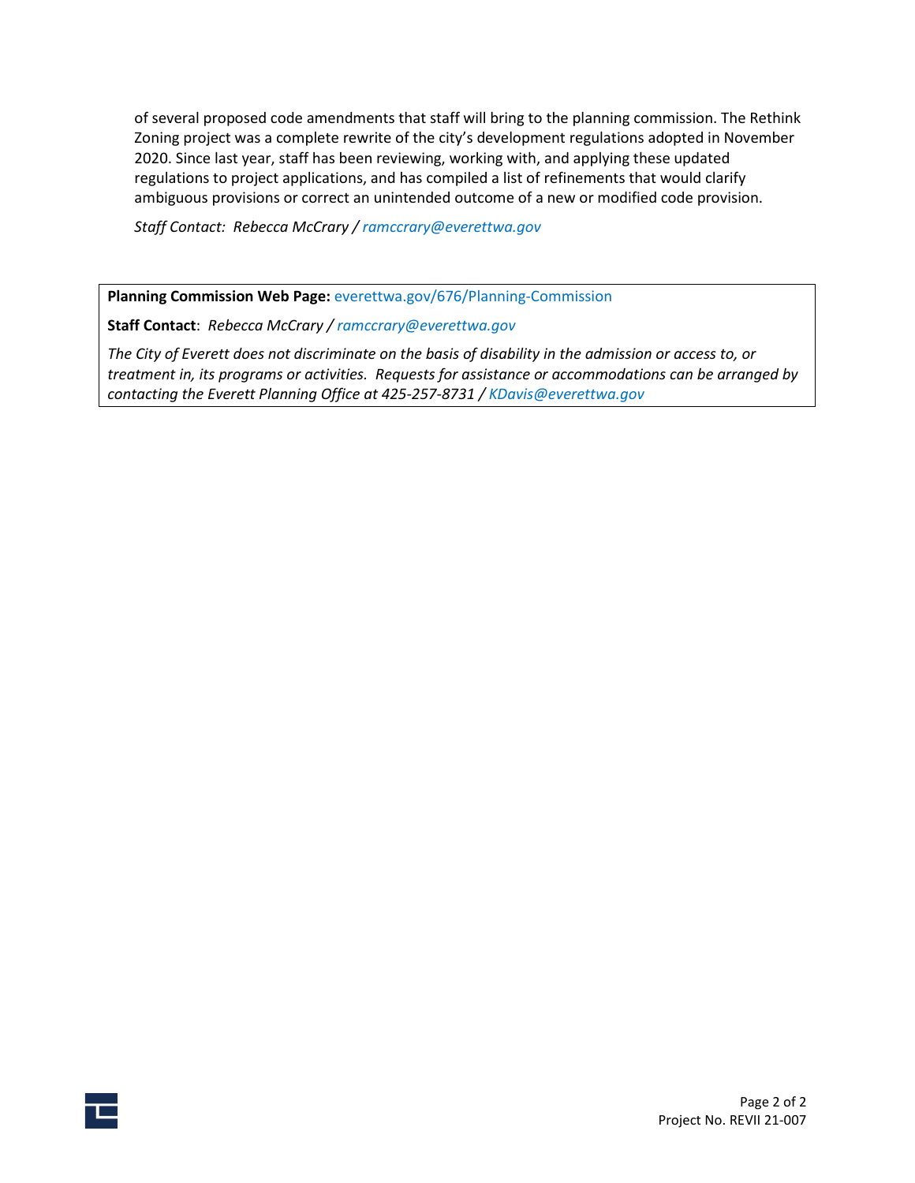of several proposed code amendments that staff will bring to the planning commission. The Rethink Zoning project was a complete rewrite of the city's development regulations adopted in November 2020. Since last year, staff has been reviewing, working with, and applying these updated regulations to project applications, and has compiled a list of refinements that would clarify ambiguous provisions or correct an unintended outcome of a new or modified code provision.

*Staff Contact: Rebecca McCrary / ramccrary@everettwa.gov*

---

**Planning Commission Web Page:** everettwa.gov/676/Planning-Commission

**Staff Contact**: *Rebecca McCrary / ramccrary@everettwa.gov*

*The City of Everett does not discriminate on the basis of disability in the admission or access to, or treatment in, its programs or activities. Requests for assistance or accommodations can be arranged by contacting the Everett Planning Office at 425-257-8731 / KDavis@everettwa.gov*

---

Project No. REVII 21-007